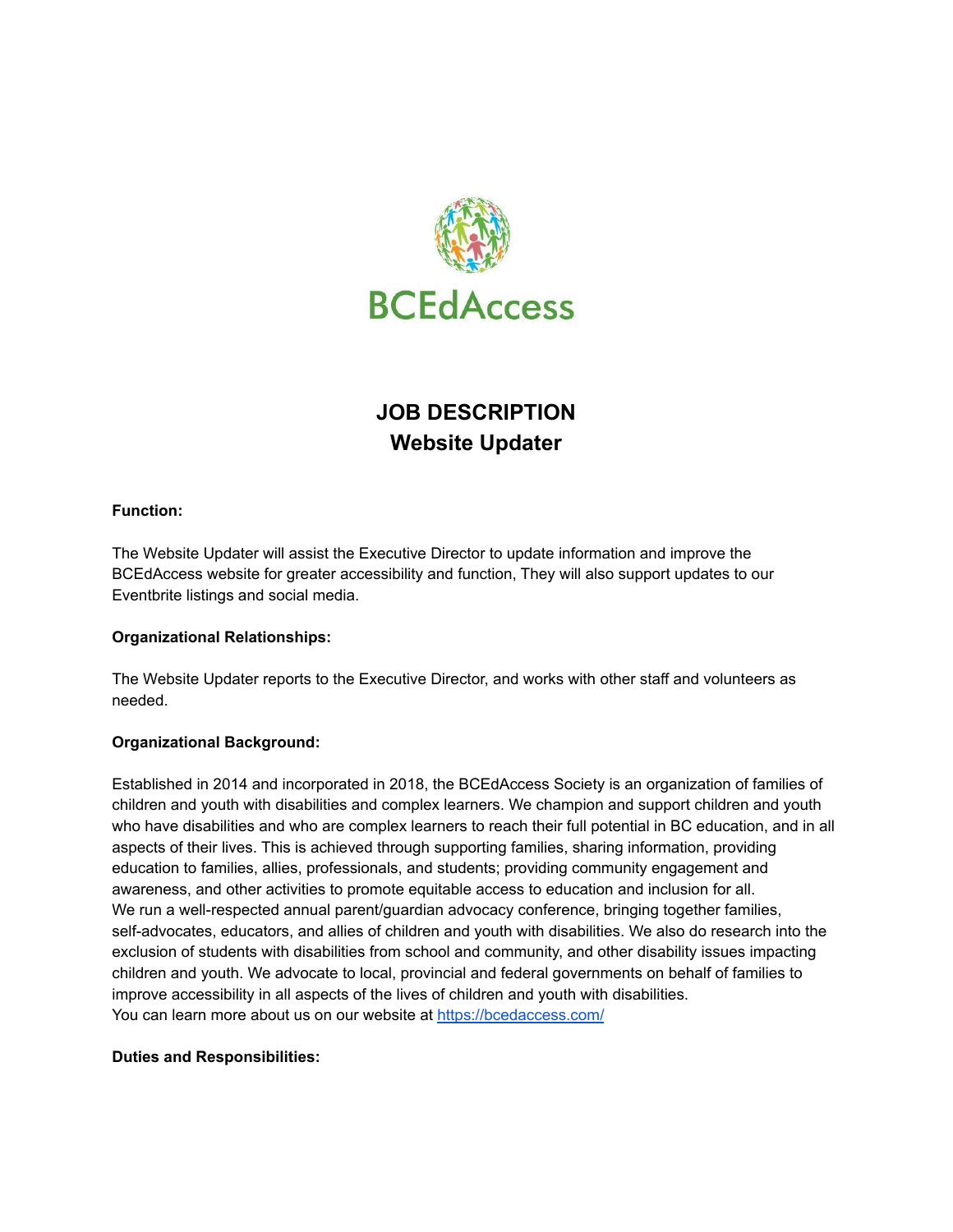BCEdAccess

# JOB DESCRIPTION
# Website Updater

**Function:**

The Website Updater will assist the Executive Director to update information and improve the BCEdAccess website for greater accessibility and function, They will also support updates to our Eventbrite listings and social media.

**Organizational Relationships:**

The Website Updater reports to the Executive Director, and works with other staff and volunteers as needed.

**Organizational Background:**

Established in 2014 and incorporated in 2018, the BCEdAccess Society is an organization of families of children and youth with disabilities and complex learners. We champion and support children and youth who have disabilities and who are complex learners to reach their full potential in BC education, and in all aspects of their lives. This is achieved through supporting families, sharing information, providing education to families, allies, professionals, and students; providing community engagement and awareness, and other activities to promote equitable access to education and inclusion for all.
We run a well-respected annual parent/guardian advocacy conference, bringing together families, self-advocates, educators, and allies of children and youth with disabilities. We also do research into the exclusion of students with disabilities from school and community, and other disability issues impacting children and youth. We advocate to local, provincial and federal governments on behalf of families to improve accessibility in all aspects of the lives of children and youth with disabilities.
You can learn more about us on our website at [https://bcedaccess.com/](https://bcedaccess.com/)

**Duties and Responsibilities:**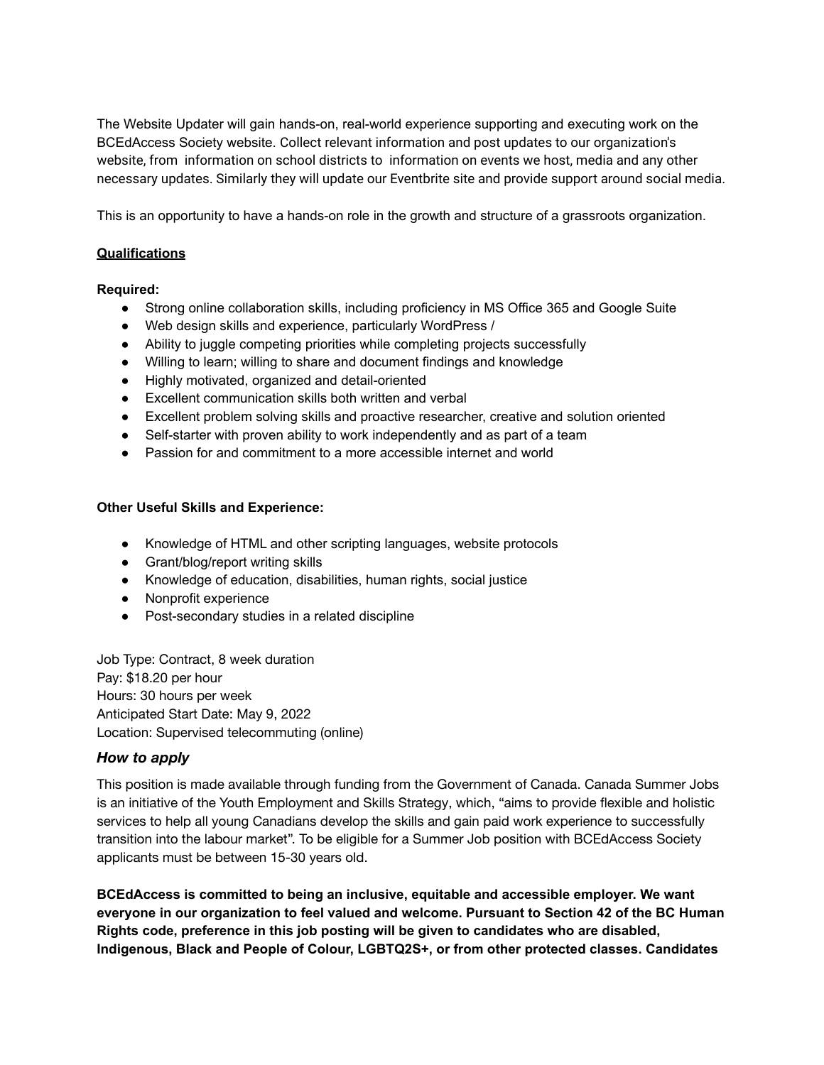The Website Updater will gain hands-on, real-world experience supporting and executing work on the BCEdAccess Society website. Collect relevant information and post updates to our organization's website, from information on school districts to information on events we host, media and any other necessary updates. Similarly they will update our Eventbrite site and provide support around social media.

This is an opportunity to have a hands-on role in the growth and structure of a grassroots organization.

## Qualifications

**Required:**

- Strong online collaboration skills, including proficiency in MS Office 365 and Google Suite
- Web design skills and experience, particularly WordPress /
- Ability to juggle competing priorities while completing projects successfully
- Willing to learn; willing to share and document findings and knowledge
- Highly motivated, organized and detail-oriented
- Excellent communication skills both written and verbal
- Excellent problem solving skills and proactive researcher, creative and solution oriented
- Self-starter with proven ability to work independently and as part of a team
- Passion for and commitment to a more accessible internet and world

**Other Useful Skills and Experience:**

- Knowledge of HTML and other scripting languages, website protocols
- Grant/blog/report writing skills
- Knowledge of education, disabilities, human rights, social justice
- Nonprofit experience
- Post-secondary studies in a related discipline

Job Type: Contract, 8 week duration
Pay: $18.20 per hour
Hours: 30 hours per week
Anticipated Start Date: May 9, 2022
Location: Supervised telecommuting (online)

### *How to apply*

This position is made available through funding from the Government of Canada. Canada Summer Jobs is an initiative of the Youth Employment and Skills Strategy, which, "aims to provide flexible and holistic services to help all young Canadians develop the skills and gain paid work experience to successfully transition into the labour market". To be eligible for a Summer Job position with BCEdAccess Society applicants must be between 15-30 years old.

**BCEdAccess is committed to being an inclusive, equitable and accessible employer. We want everyone in our organization to feel valued and welcome. Pursuant to Section 42 of the BC Human Rights code, preference in this job posting will be given to candidates who are disabled, Indigenous, Black and People of Colour, LGBTQ2S+, or from other protected classes. Candidates**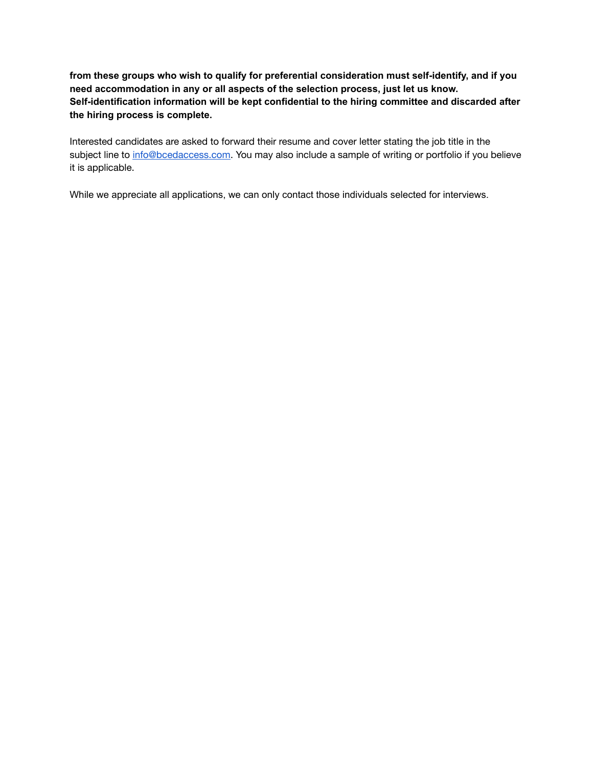**from these groups who wish to qualify for preferential consideration must self-identify, and if you need accommodation in any or all aspects of the selection process, just let us know. Self-identification information will be kept confidential to the hiring committee and discarded after the hiring process is complete.**

Interested candidates are asked to forward their resume and cover letter stating the job title in the subject line to info@bcedaccess.com. You may also include a sample of writing or portfolio if you believe it is applicable.

While we appreciate all applications, we can only contact those individuals selected for interviews.